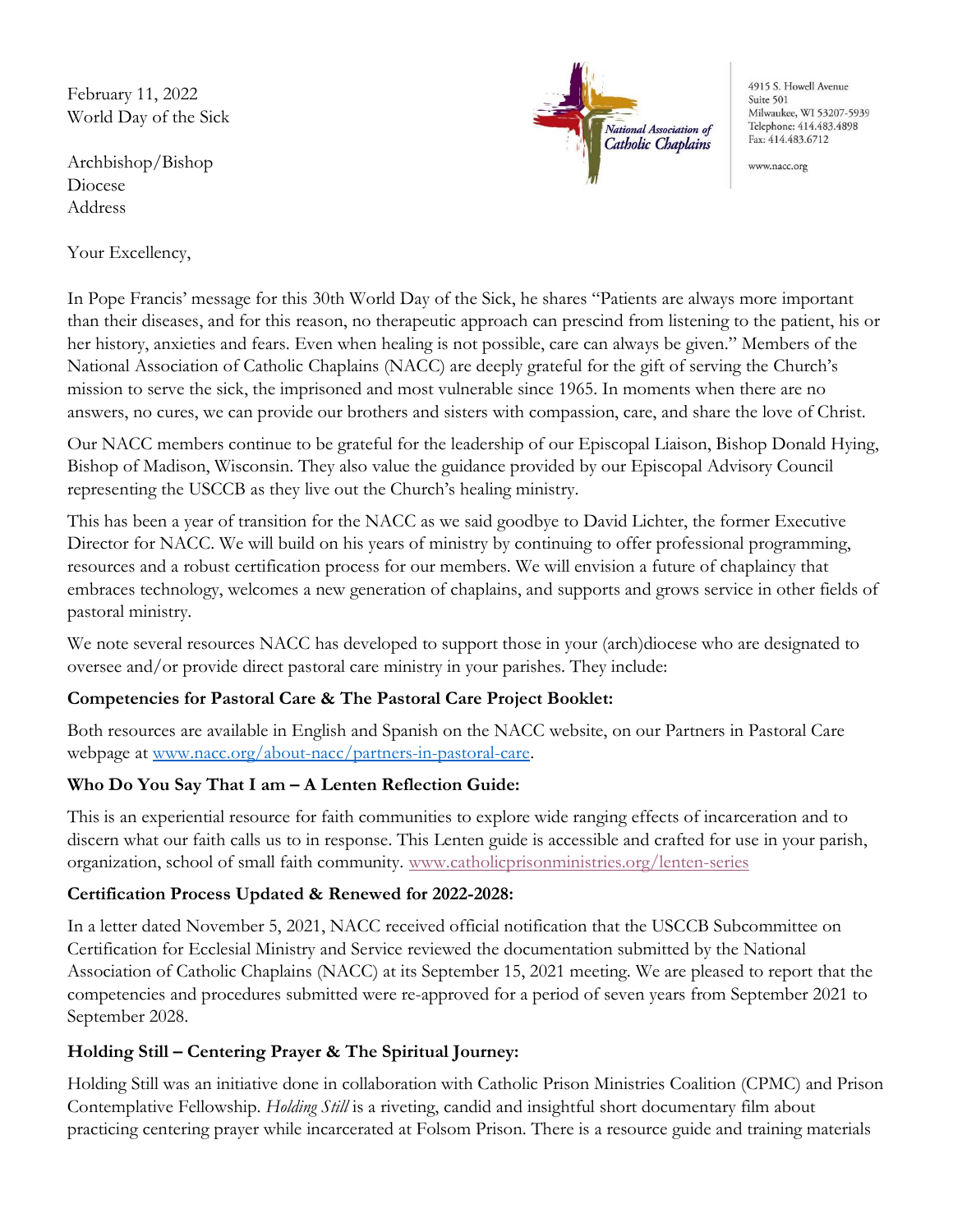February 11, 2022
World Day of the Sick

National Association of Catholic Chaplains

4915 S. Howell Avenue
Suite 501
Milwaukee, WI 53207-5939
Telephone: 414.483.4898
Fax: 414.483.6712

www.nacc.org

Archbishop/Bishop
Diocese
Address

Your Excellency,

In Pope Francis' message for this 30th World Day of the Sick, he shares "Patients are always more important than their diseases, and for this reason, no therapeutic approach can prescind from listening to the patient, his or her history, anxieties and fears. Even when healing is not possible, care can always be given." Members of the National Association of Catholic Chaplains (NACC) are deeply grateful for the gift of serving the Church's mission to serve the sick, the imprisoned and most vulnerable since 1965. In moments when there are no answers, no cures, we can provide our brothers and sisters with compassion, care, and share the love of Christ.

Our NACC members continue to be grateful for the leadership of our Episcopal Liaison, Bishop Donald Hying, Bishop of Madison, Wisconsin. They also value the guidance provided by our Episcopal Advisory Council representing the USCCB as they live out the Church's healing ministry.

This has been a year of transition for the NACC as we said goodbye to David Lichter, the former Executive Director for NACC. We will build on his years of ministry by continuing to offer professional programming, resources and a robust certification process for our members. We will envision a future of chaplaincy that embraces technology, welcomes a new generation of chaplains, and supports and grows service in other fields of pastoral ministry.

We note several resources NACC has developed to support those in your (arch)diocese who are designated to oversee and/or provide direct pastoral care ministry in your parishes. They include:

**Competencies for Pastoral Care & The Pastoral Care Project Booklet:**

Both resources are available in English and Spanish on the NACC website, on our Partners in Pastoral Care webpage at [www.nacc.org/about-nacc/partners-in-pastoral-care](www.nacc.org/about-nacc/partners-in-pastoral-care).

**Who Do You Say That I am – A Lenten Reflection Guide:**

This is an experiential resource for faith communities to explore wide ranging effects of incarceration and to discern what our faith calls us to in response. This Lenten guide is accessible and crafted for use in your parish, organization, school of small faith community. [www.catholicprisonministries.org/lenten-series](www.catholicprisonministries.org/lenten-series)

**Certification Process Updated & Renewed for 2022-2028:**

In a letter dated November 5, 2021, NACC received official notification that the USCCB Subcommittee on Certification for Ecclesial Ministry and Service reviewed the documentation submitted by the National Association of Catholic Chaplains (NACC) at its September 15, 2021 meeting. We are pleased to report that the competencies and procedures submitted were re-approved for a period of seven years from September 2021 to September 2028.

**Holding Still – Centering Prayer & The Spiritual Journey:**

Holding Still was an initiative done in collaboration with Catholic Prison Ministries Coalition (CPMC) and Prison Contemplative Fellowship. *Holding Still* is a riveting, candid and insightful short documentary film about practicing centering prayer while incarcerated at Folsom Prison. There is a resource guide and training materials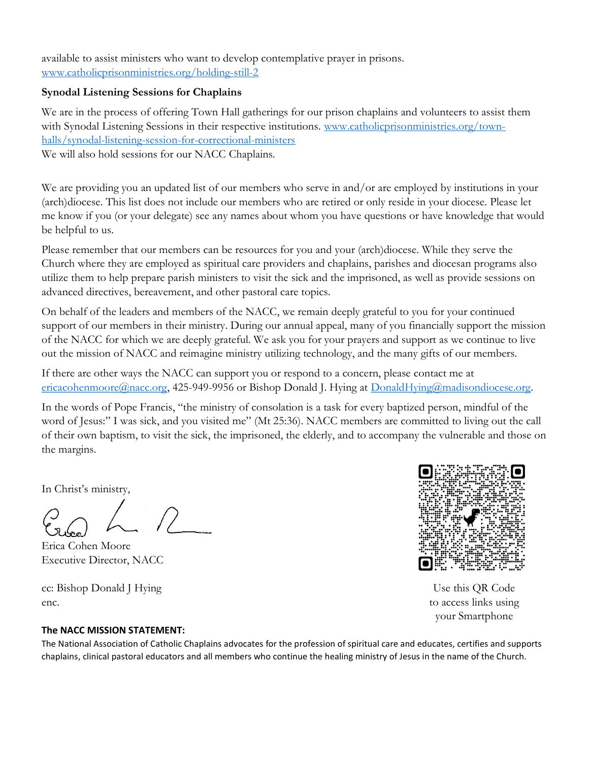available to assist ministers who want to develop contemplative prayer in prisons. www.catholicprisonministries.org/holding-still-2

**Synodal Listening Sessions for Chaplains**

We are in the process of offering Town Hall gatherings for our prison chaplains and volunteers to assist them with Synodal Listening Sessions in their respective institutions. www.catholicprisonministries.org/town-halls/synodal-listening-session-for-correctional-ministers
We will also hold sessions for our NACC Chaplains.

We are providing you an updated list of our members who serve in and/or are employed by institutions in your (arch)diocese. This list does not include our members who are retired or only reside in your diocese. Please let me know if you (or your delegate) see any names about whom you have questions or have knowledge that would be helpful to us.

Please remember that our members can be resources for you and your (arch)diocese. While they serve the Church where they are employed as spiritual care providers and chaplains, parishes and diocesan programs also utilize them to help prepare parish ministers to visit the sick and the imprisoned, as well as provide sessions on advanced directives, bereavement, and other pastoral care topics.

On behalf of the leaders and members of the NACC, we remain deeply grateful to you for your continued support of our members in their ministry. During our annual appeal, many of you financially support the mission of the NACC for which we are deeply grateful. We ask you for your prayers and support as we continue to live out the mission of NACC and reimagine ministry utilizing technology, and the many gifts of our members.

If there are other ways the NACC can support you or respond to a concern, please contact me at ericacohenmoore@nacc.org, 425-949-9956 or Bishop Donald J. Hying at DonaldHying@madisondiocese.org.

In the words of Pope Francis, "the ministry of consolation is a task for every baptized person, mindful of the word of Jesus:" I was sick, and you visited me" (Mt 25:36). NACC members are committed to living out the call of their own baptism, to visit the sick, the imprisoned, the elderly, and to accompany the vulnerable and those on the margins.

In Christ's ministry,

Erica Cohen Moore
Executive Director, NACC

cc: Bishop Donald J Hying
enc.

Use this QR Code to access links using your Smartphone

**The NACC MISSION STATEMENT:**

The National Association of Catholic Chaplains advocates for the profession of spiritual care and educates, certifies and supports chaplains, clinical pastoral educators and all members who continue the healing ministry of Jesus in the name of the Church.